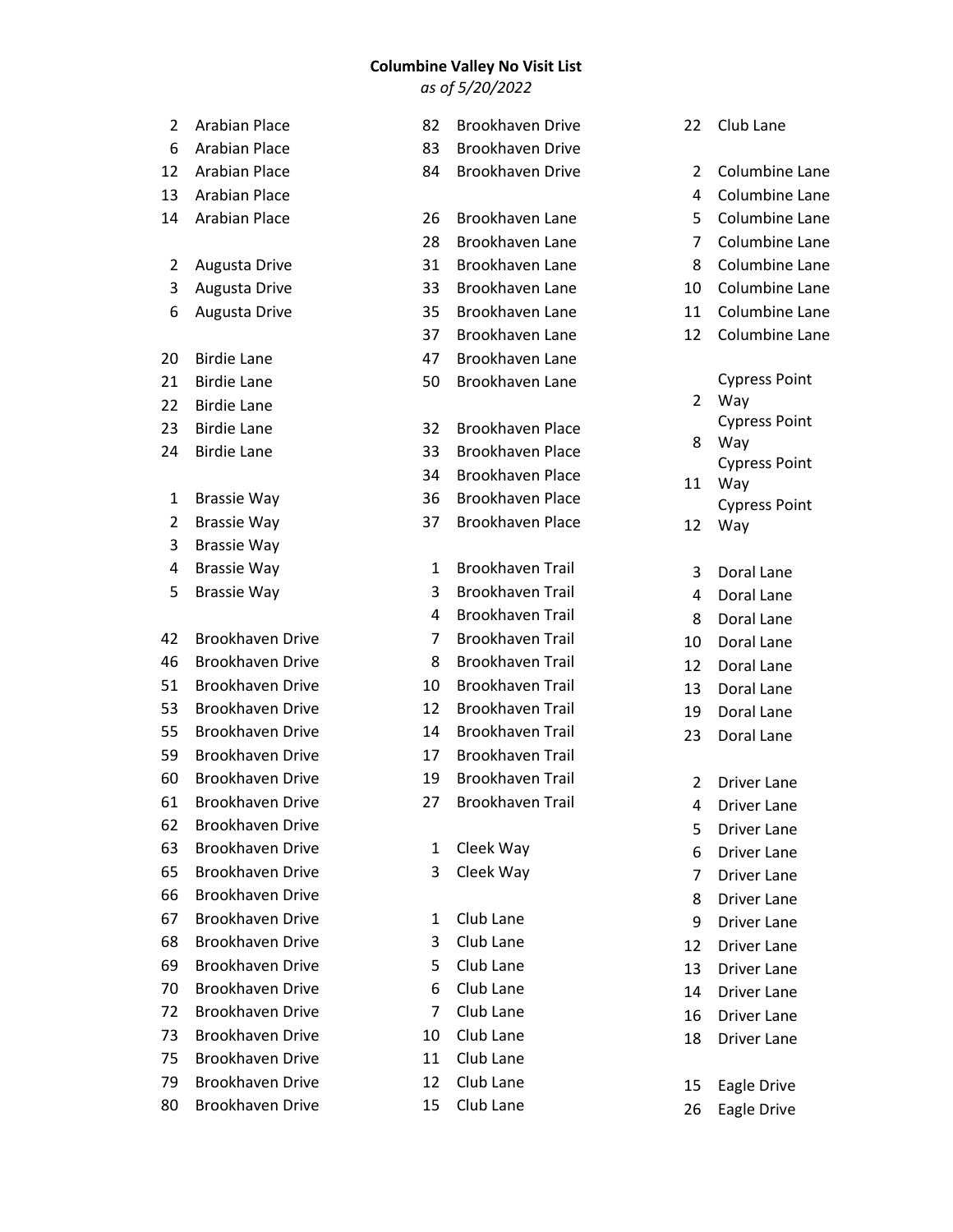**Columbine Valley No Visit List**

*as of 5/20/2022*

2 Arabian Place
6 Arabian Place
12 Arabian Place
13 Arabian Place
14 Arabian Place

2 Augusta Drive
3 Augusta Drive
6 Augusta Drive

20 Birdie Lane
21 Birdie Lane
22 Birdie Lane
23 Birdie Lane
24 Birdie Lane

1 Brassie Way
2 Brassie Way
3 Brassie Way
4 Brassie Way
5 Brassie Way

42 Brookhaven Drive
46 Brookhaven Drive
51 Brookhaven Drive
53 Brookhaven Drive
55 Brookhaven Drive
59 Brookhaven Drive
60 Brookhaven Drive
61 Brookhaven Drive
62 Brookhaven Drive
63 Brookhaven Drive
65 Brookhaven Drive
66 Brookhaven Drive
67 Brookhaven Drive
68 Brookhaven Drive
69 Brookhaven Drive
70 Brookhaven Drive
72 Brookhaven Drive
73 Brookhaven Drive
75 Brookhaven Drive
79 Brookhaven Drive
80 Brookhaven Drive
82 Brookhaven Drive
83 Brookhaven Drive
84 Brookhaven Drive

26 Brookhaven Lane
28 Brookhaven Lane
31 Brookhaven Lane
33 Brookhaven Lane
35 Brookhaven Lane
37 Brookhaven Lane
47 Brookhaven Lane
50 Brookhaven Lane

32 Brookhaven Place
33 Brookhaven Place
34 Brookhaven Place
36 Brookhaven Place
37 Brookhaven Place

1 Brookhaven Trail
3 Brookhaven Trail
4 Brookhaven Trail
7 Brookhaven Trail
8 Brookhaven Trail
10 Brookhaven Trail
12 Brookhaven Trail
14 Brookhaven Trail
17 Brookhaven Trail
19 Brookhaven Trail
27 Brookhaven Trail

1 Cleek Way
3 Cleek Way

1 Club Lane
3 Club Lane
5 Club Lane
6 Club Lane
7 Club Lane
10 Club Lane
11 Club Lane
12 Club Lane
15 Club Lane
22 Club Lane

2 Columbine Lane
4 Columbine Lane
5 Columbine Lane
7 Columbine Lane
8 Columbine Lane
10 Columbine Lane
11 Columbine Lane
12 Columbine Lane

2 Cypress Point Way
8 Cypress Point Way
11 Cypress Point Way
12 Cypress Point Way

3 Doral Lane
4 Doral Lane
8 Doral Lane
10 Doral Lane
12 Doral Lane
13 Doral Lane
19 Doral Lane
23 Doral Lane

2 Driver Lane
4 Driver Lane
5 Driver Lane
6 Driver Lane
7 Driver Lane
8 Driver Lane
9 Driver Lane
12 Driver Lane
13 Driver Lane
14 Driver Lane
16 Driver Lane
18 Driver Lane

15 Eagle Drive
26 Eagle Drive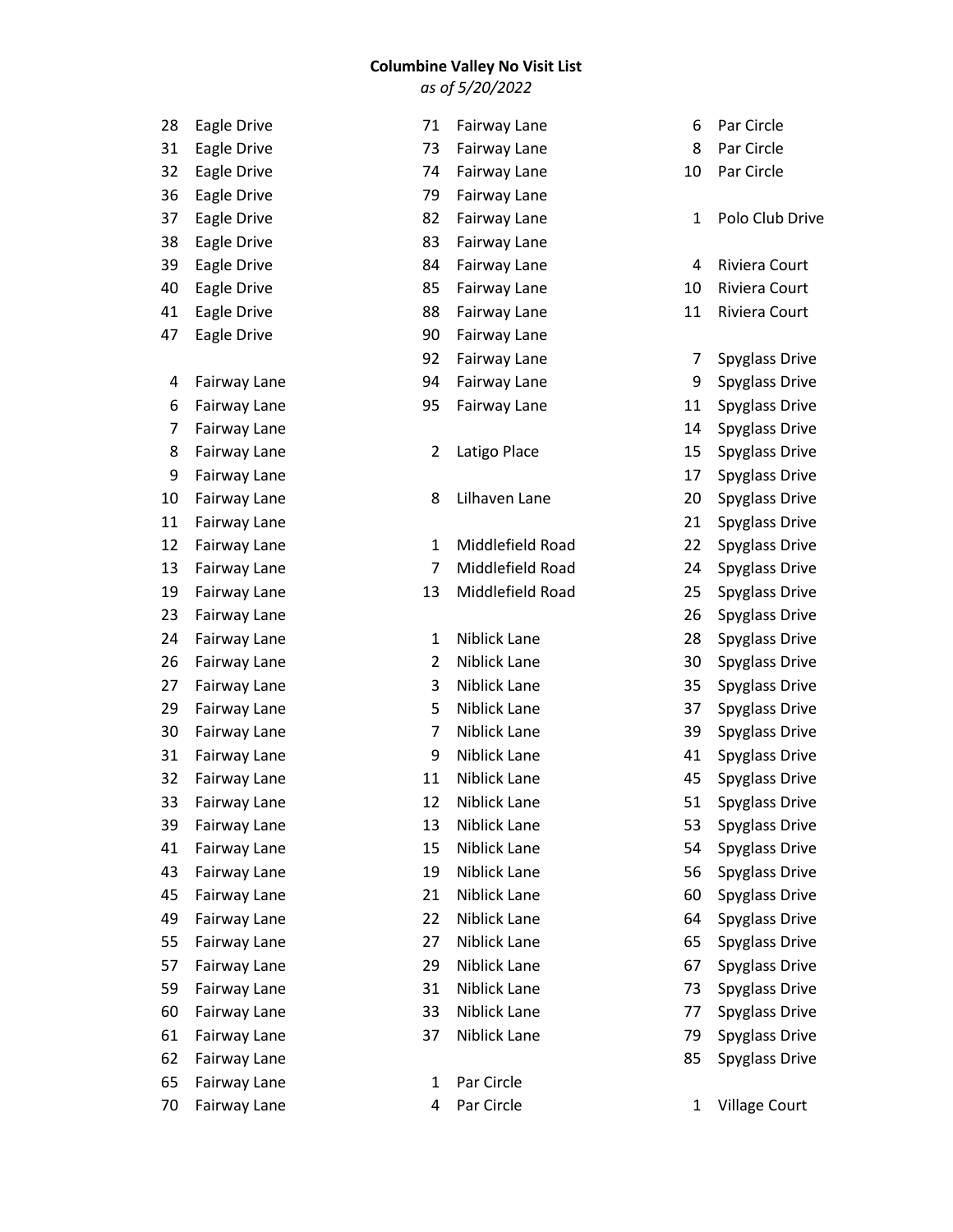**Columbine Valley No Visit List**
*as of 5/20/2022*

28 Eagle Drive
31 Eagle Drive
32 Eagle Drive
36 Eagle Drive
37 Eagle Drive
38 Eagle Drive
39 Eagle Drive
40 Eagle Drive
41 Eagle Drive
47 Eagle Drive

4 Fairway Lane
6 Fairway Lane
7 Fairway Lane
8 Fairway Lane
9 Fairway Lane
10 Fairway Lane
11 Fairway Lane
12 Fairway Lane
13 Fairway Lane
19 Fairway Lane
23 Fairway Lane
24 Fairway Lane
26 Fairway Lane
27 Fairway Lane
29 Fairway Lane
30 Fairway Lane
31 Fairway Lane
32 Fairway Lane
33 Fairway Lane
39 Fairway Lane
41 Fairway Lane
43 Fairway Lane
45 Fairway Lane
49 Fairway Lane
55 Fairway Lane
57 Fairway Lane
59 Fairway Lane
60 Fairway Lane
61 Fairway Lane
62 Fairway Lane
65 Fairway Lane
70 Fairway Lane
71 Fairway Lane
73 Fairway Lane
74 Fairway Lane
79 Fairway Lane
82 Fairway Lane
83 Fairway Lane
84 Fairway Lane
85 Fairway Lane
88 Fairway Lane
90 Fairway Lane
92 Fairway Lane
94 Fairway Lane
95 Fairway Lane

2 Latigo Place

8 Lilhaven Lane

1 Middlefield Road
7 Middlefield Road
13 Middlefield Road

1 Niblick Lane
2 Niblick Lane
3 Niblick Lane
5 Niblick Lane
7 Niblick Lane
9 Niblick Lane
11 Niblick Lane
12 Niblick Lane
13 Niblick Lane
15 Niblick Lane
19 Niblick Lane
21 Niblick Lane
22 Niblick Lane
27 Niblick Lane
29 Niblick Lane
31 Niblick Lane
33 Niblick Lane
37 Niblick Lane

1 Par Circle
4 Par Circle
6 Par Circle
8 Par Circle
10 Par Circle

1 Polo Club Drive

4 Riviera Court
10 Riviera Court
11 Riviera Court

7 Spyglass Drive
9 Spyglass Drive
11 Spyglass Drive
14 Spyglass Drive
15 Spyglass Drive
17 Spyglass Drive
20 Spyglass Drive
21 Spyglass Drive
22 Spyglass Drive
24 Spyglass Drive
25 Spyglass Drive
26 Spyglass Drive
28 Spyglass Drive
30 Spyglass Drive
35 Spyglass Drive
37 Spyglass Drive
39 Spyglass Drive
41 Spyglass Drive
45 Spyglass Drive
51 Spyglass Drive
53 Spyglass Drive
54 Spyglass Drive
56 Spyglass Drive
60 Spyglass Drive
64 Spyglass Drive
65 Spyglass Drive
67 Spyglass Drive
73 Spyglass Drive
77 Spyglass Drive
79 Spyglass Drive
85 Spyglass Drive

1 Village Court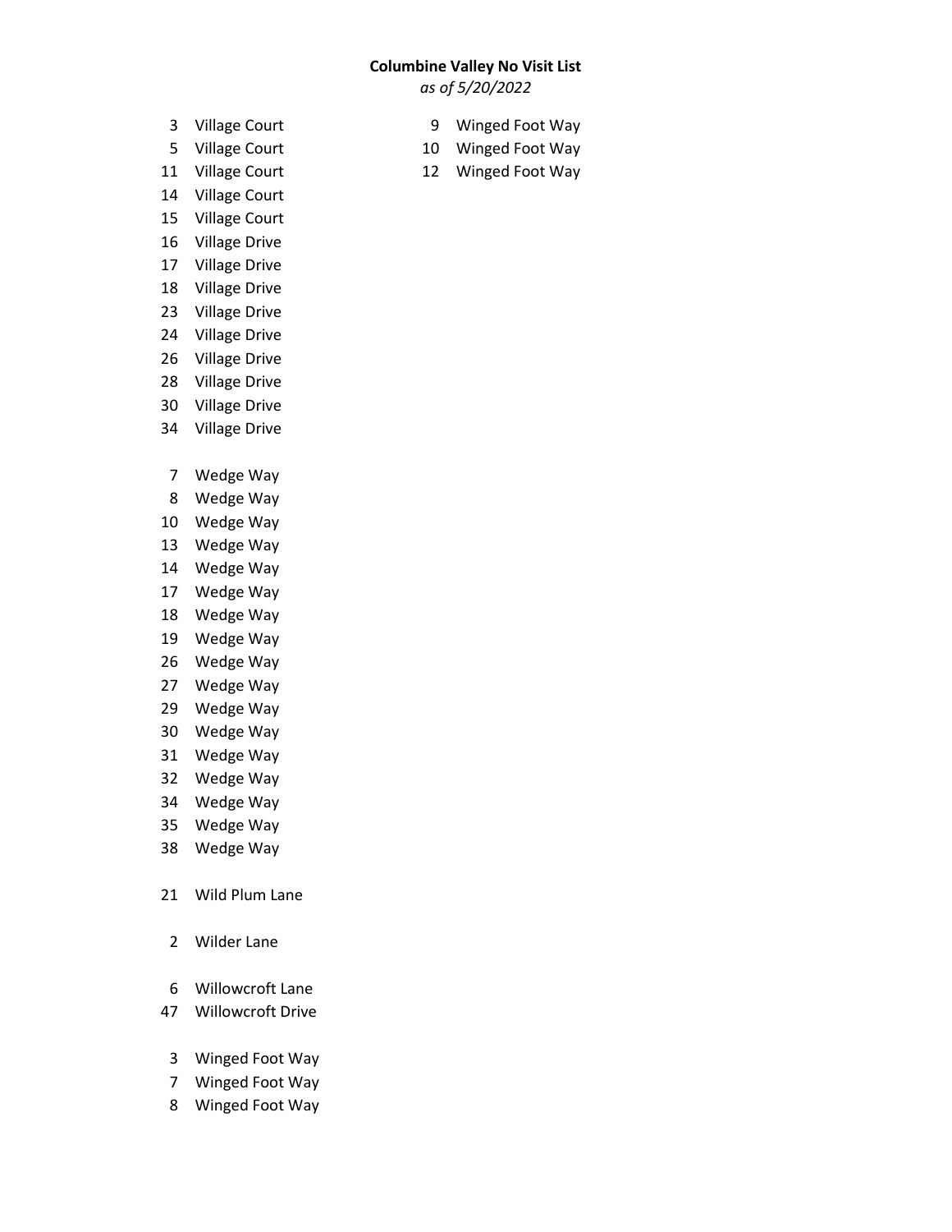**Columbine Valley No Visit List**
*as of 5/20/2022*

3 Village Court
5 Village Court
11 Village Court
14 Village Court
15 Village Court
16 Village Drive
17 Village Drive
18 Village Drive
23 Village Drive
24 Village Drive
26 Village Drive
28 Village Drive
30 Village Drive
34 Village Drive

7 Wedge Way
8 Wedge Way
10 Wedge Way
13 Wedge Way
14 Wedge Way
17 Wedge Way
18 Wedge Way
19 Wedge Way
26 Wedge Way
27 Wedge Way
29 Wedge Way
30 Wedge Way
31 Wedge Way
32 Wedge Way
34 Wedge Way
35 Wedge Way
38 Wedge Way

21 Wild Plum Lane

2 Wilder Lane

6 Willowcroft Lane
47 Willowcroft Drive

3 Winged Foot Way
7 Winged Foot Way
8 Winged Foot Way
9 Winged Foot Way
10 Winged Foot Way
12 Winged Foot Way